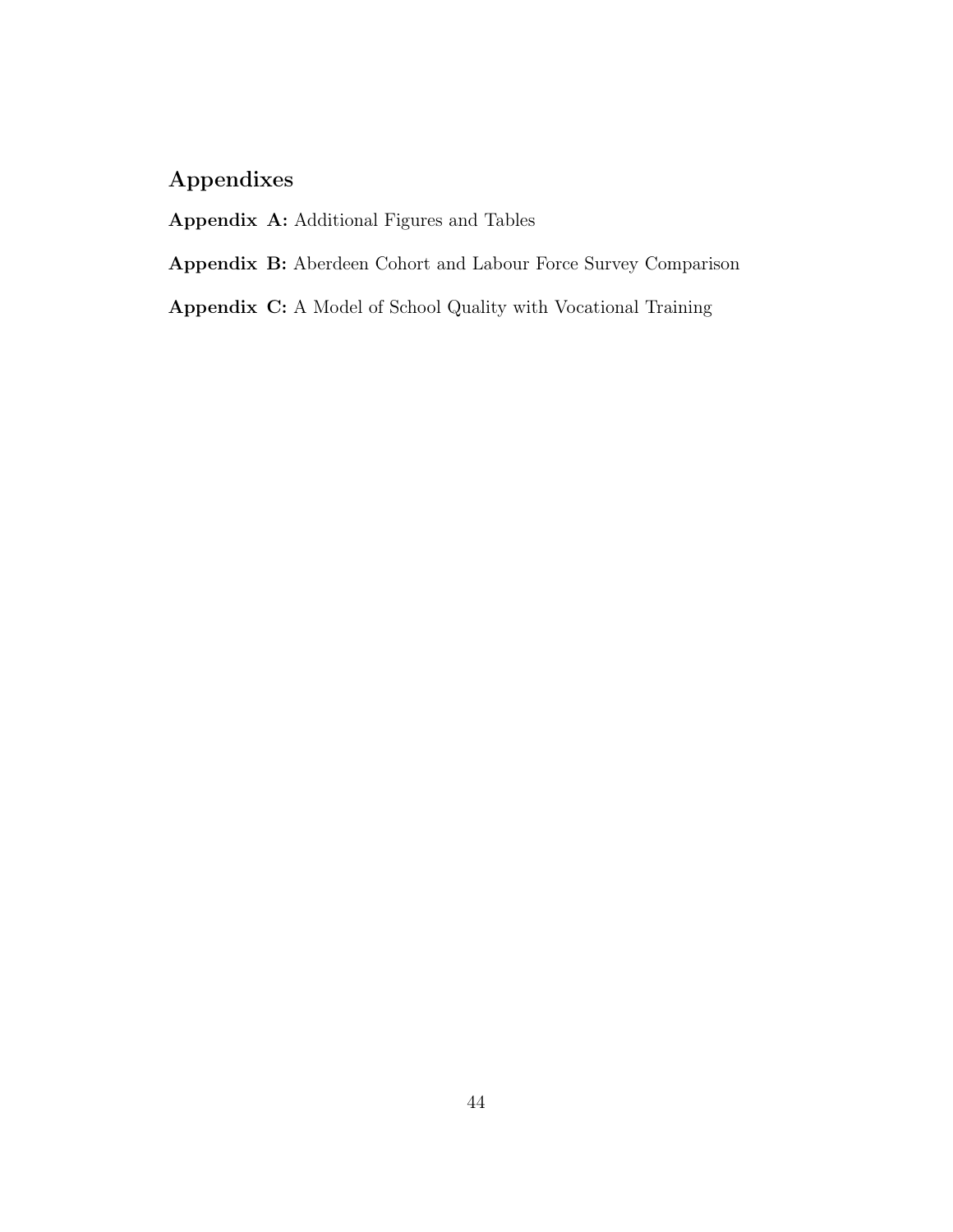## Appendixes

**Appendix A:** Additional Figures and Tables

**Appendix B:** Aberdeen Cohort and Labour Force Survey Comparison

**Appendix C:** A Model of School Quality with Vocational Training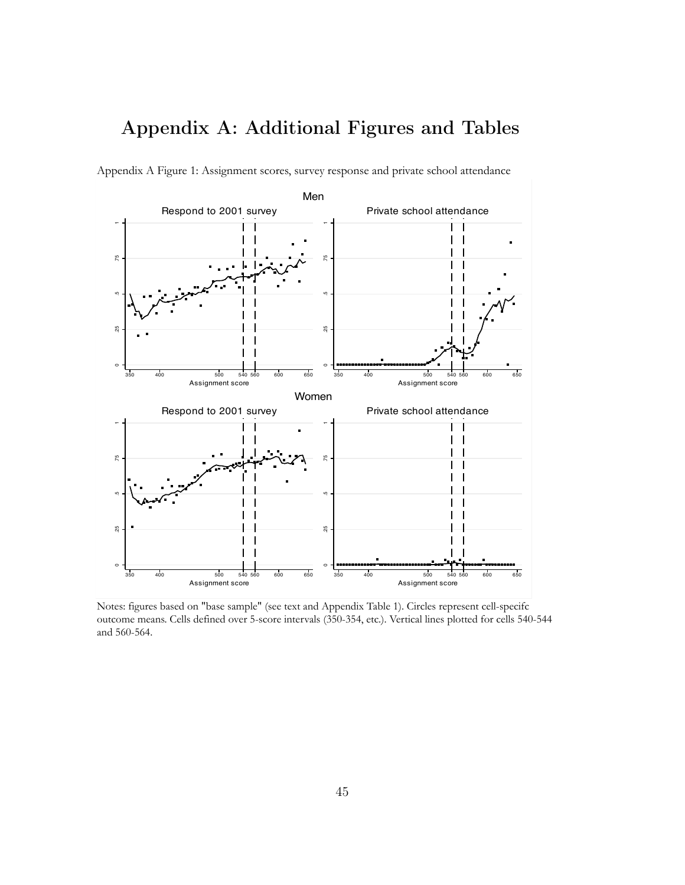# Appendix A: Additional Figures and Tables

Appendix A Figure 1: Assignment scores, survey response and private school attendance

Notes: figures based on "base sample" (see text and Appendix Table 1). Circles represent cell-specifc outcome means. Cells defined over 5-score intervals (350-354, etc.). Vertical lines plotted for cells 540-544 and 560-564.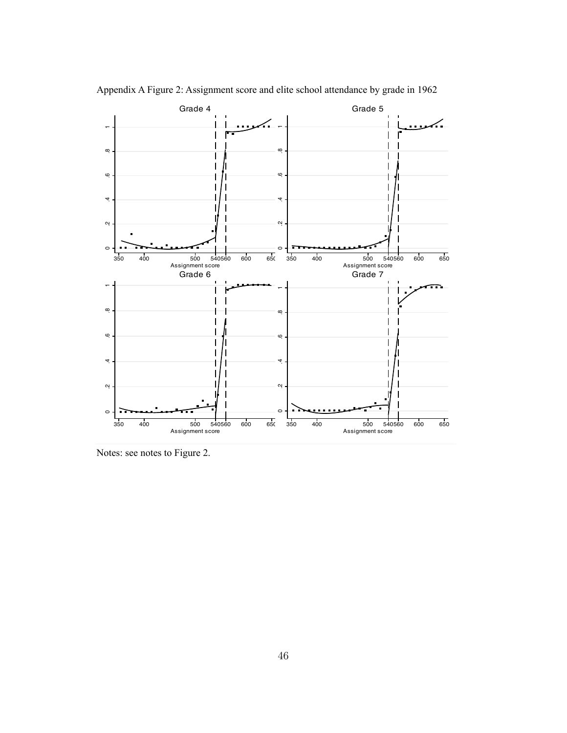Appendix A Figure 2: Assignment score and elite school attendance by grade in 1962

Notes: see notes to Figure 2.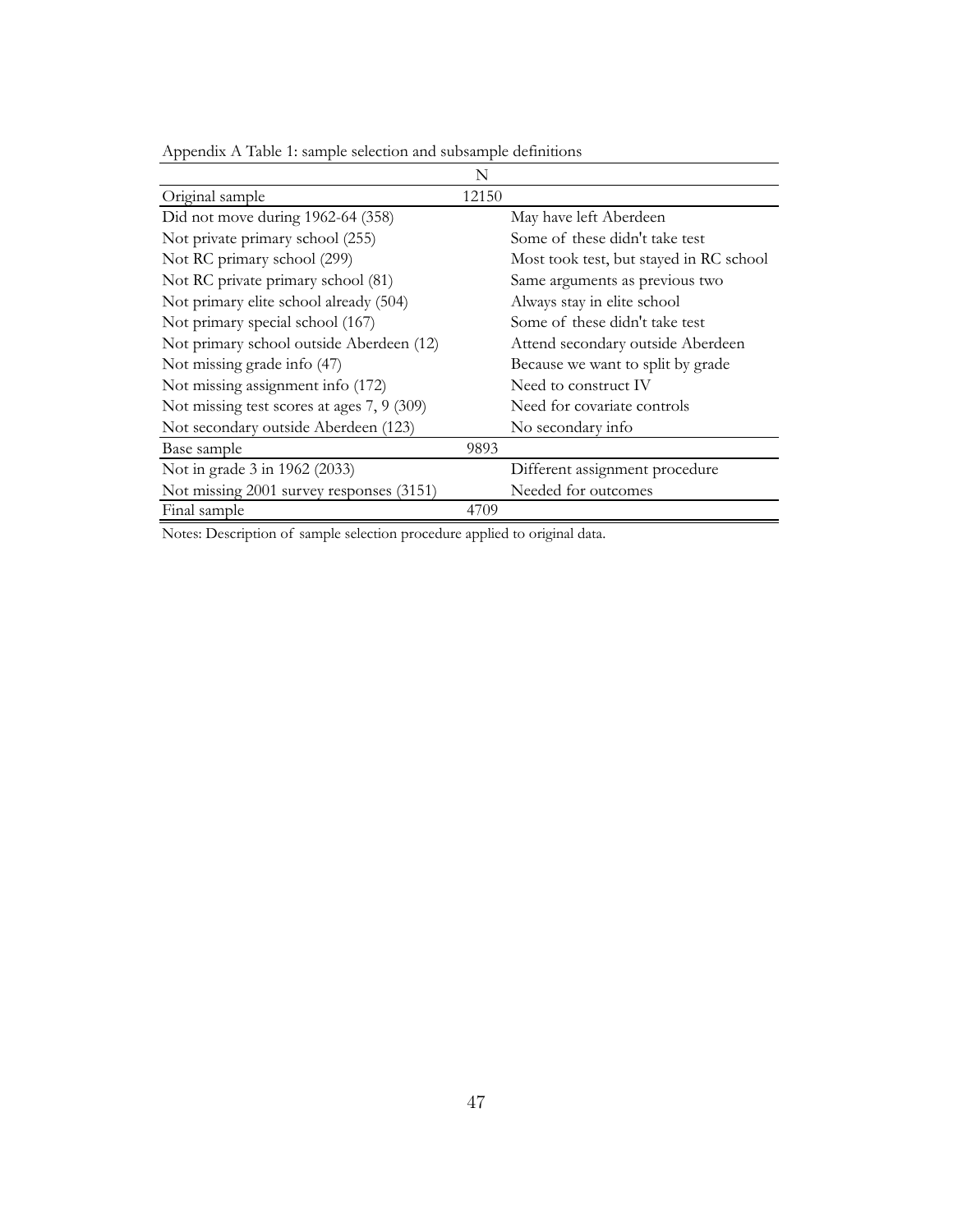Appendix A Table 1: sample selection and subsample definitions

| | N | |
|---|---|---|
| Original sample | 12150 | |
| Did not move during 1962-64 (358) | | May have left Aberdeen |
| Not private primary school (255) | | Some of these didn't take test |
| Not RC primary school (299) | | Most took test, but stayed in RC school |
| Not RC private primary school (81) | | Same arguments as previous two |
| Not primary elite school already (504) | | Always stay in elite school |
| Not primary special school (167) | | Some of these didn't take test |
| Not primary school outside Aberdeen (12) | | Attend secondary outside Aberdeen |
| Not missing grade info (47) | | Because we want to split by grade |
| Not missing assignment info (172) | | Need to construct IV |
| Not missing test scores at ages 7, 9 (309) | | Need for covariate controls |
| Not secondary outside Aberdeen (123) | | No secondary info |
| Base sample | 9893 | |
| Not in grade 3 in 1962 (2033) | | Different assignment procedure |
| Not missing 2001 survey responses (3151) | | Needed for outcomes |
| Final sample | 4709 | |

Notes: Description of sample selection procedure applied to original data.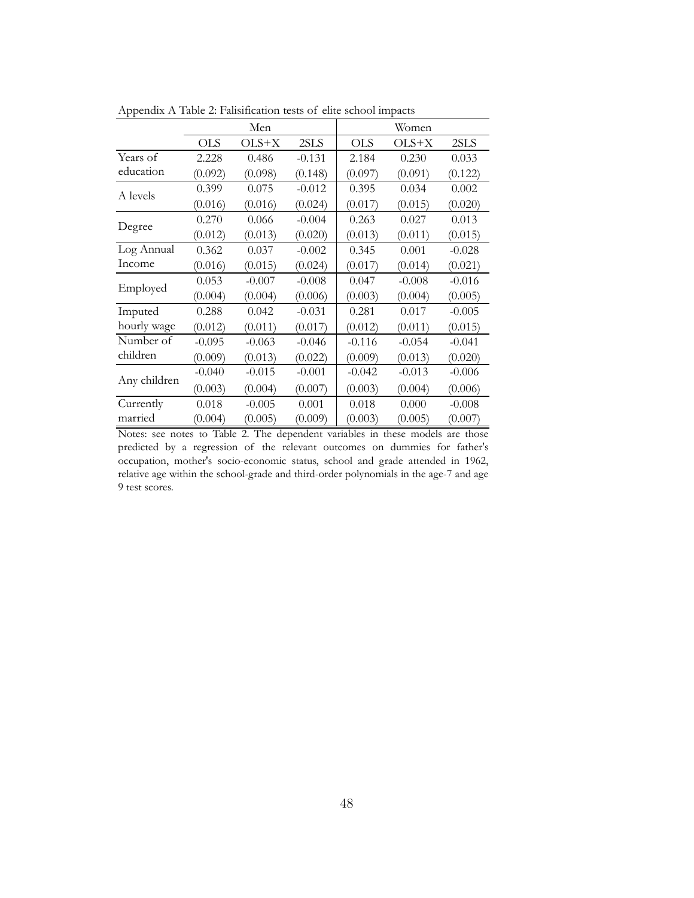Appendix A Table 2: Falsification tests of elite school impacts

| | Men | | | Women | | |
|---|---|---|---|---|---|---|
| | OLS | OLS+X | 2SLS | OLS | OLS+X | 2SLS |
| Years of education | 2.228 | 0.486 | -0.131 | 2.184 | 0.230 | 0.033 |
| | (0.092) | (0.098) | (0.148) | (0.097) | (0.091) | (0.122) |
| A levels | 0.399 | 0.075 | -0.012 | 0.395 | 0.034 | 0.002 |
| | (0.016) | (0.016) | (0.024) | (0.017) | (0.015) | (0.020) |
| Degree | 0.270 | 0.066 | -0.004 | 0.263 | 0.027 | 0.013 |
| | (0.012) | (0.013) | (0.020) | (0.013) | (0.011) | (0.015) |
| Log Annual Income | 0.362 | 0.037 | -0.002 | 0.345 | 0.001 | -0.028 |
| | (0.016) | (0.015) | (0.024) | (0.017) | (0.014) | (0.021) |
| Employed | 0.053 | -0.007 | -0.008 | 0.047 | -0.008 | -0.016 |
| | (0.004) | (0.004) | (0.006) | (0.003) | (0.004) | (0.005) |
| Imputed hourly wage | 0.288 | 0.042 | -0.031 | 0.281 | 0.017 | -0.005 |
| | (0.012) | (0.011) | (0.017) | (0.012) | (0.011) | (0.015) |
| Number of children | -0.095 | -0.063 | -0.046 | -0.116 | -0.054 | -0.041 |
| | (0.009) | (0.013) | (0.022) | (0.009) | (0.013) | (0.020) |
| Any children | -0.040 | -0.015 | -0.001 | -0.042 | -0.013 | -0.006 |
| | (0.003) | (0.004) | (0.007) | (0.003) | (0.004) | (0.006) |
| Currently married | 0.018 | -0.005 | 0.001 | 0.018 | 0.000 | -0.008 |
| | (0.004) | (0.005) | (0.009) | (0.003) | (0.005) | (0.007) |

Notes: see notes to Table 2. The dependent variables in these models are those predicted by a regression of the relevant outcomes on dummies for father's occupation, mother's socio-economic status, school and grade attended in 1962, relative age within the school-grade and third-order polynomials in the age-7 and age-9 test scores.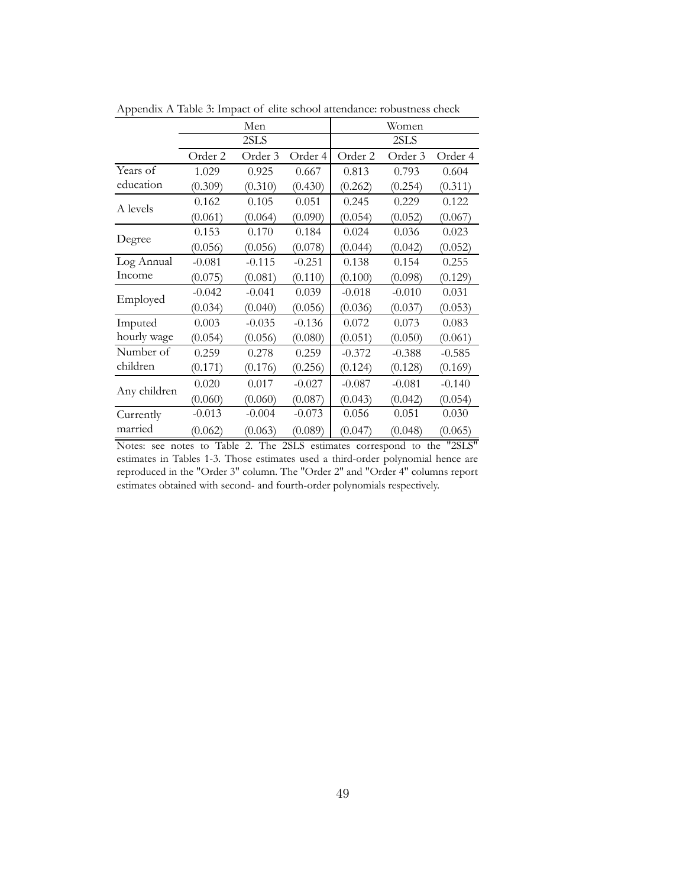Appendix A Table 3: Impact of elite school attendance: robustness check

| | Men | | | Women | | |
|---|---|---|---|---|---|---|
| | 2SLS | | | 2SLS | | |
| | Order 2 | Order 3 | Order 4 | Order 2 | Order 3 | Order 4 |
| Years of education | 1.029 | 0.925 | 0.667 | 0.813 | 0.793 | 0.604 |
| | (0.309) | (0.310) | (0.430) | (0.262) | (0.254) | (0.311) |
| A levels | 0.162 | 0.105 | 0.051 | 0.245 | 0.229 | 0.122 |
| | (0.061) | (0.064) | (0.090) | (0.054) | (0.052) | (0.067) |
| Degree | 0.153 | 0.170 | 0.184 | 0.024 | 0.036 | 0.023 |
| | (0.056) | (0.056) | (0.078) | (0.044) | (0.042) | (0.052) |
| Log Annual Income | -0.081 | -0.115 | -0.251 | 0.138 | 0.154 | 0.255 |
| | (0.075) | (0.081) | (0.110) | (0.100) | (0.098) | (0.129) |
| Employed | -0.042 | -0.041 | 0.039 | -0.018 | -0.010 | 0.031 |
| | (0.034) | (0.040) | (0.056) | (0.036) | (0.037) | (0.053) |
| Imputed hourly wage | 0.003 | -0.035 | -0.136 | 0.072 | 0.073 | 0.083 |
| | (0.054) | (0.056) | (0.080) | (0.051) | (0.050) | (0.061) |
| Number of children | 0.259 | 0.278 | 0.259 | -0.372 | -0.388 | -0.585 |
| | (0.171) | (0.176) | (0.256) | (0.124) | (0.128) | (0.169) |
| Any children | 0.020 | 0.017 | -0.027 | -0.087 | -0.081 | -0.140 |
| | (0.060) | (0.060) | (0.087) | (0.043) | (0.042) | (0.054) |
| Currently married | -0.013 | -0.004 | -0.073 | 0.056 | 0.051 | 0.030 |
| | (0.062) | (0.063) | (0.089) | (0.047) | (0.048) | (0.065) |

Notes: see notes to Table 2. The 2SLS estimates correspond to the "2SLS" estimates in Tables 1-3. Those estimates used a third-order polynomial hence are reproduced in the "Order 3" column. The "Order 2" and "Order 4" columns report estimates obtained with second- and fourth-order polynomials respectively.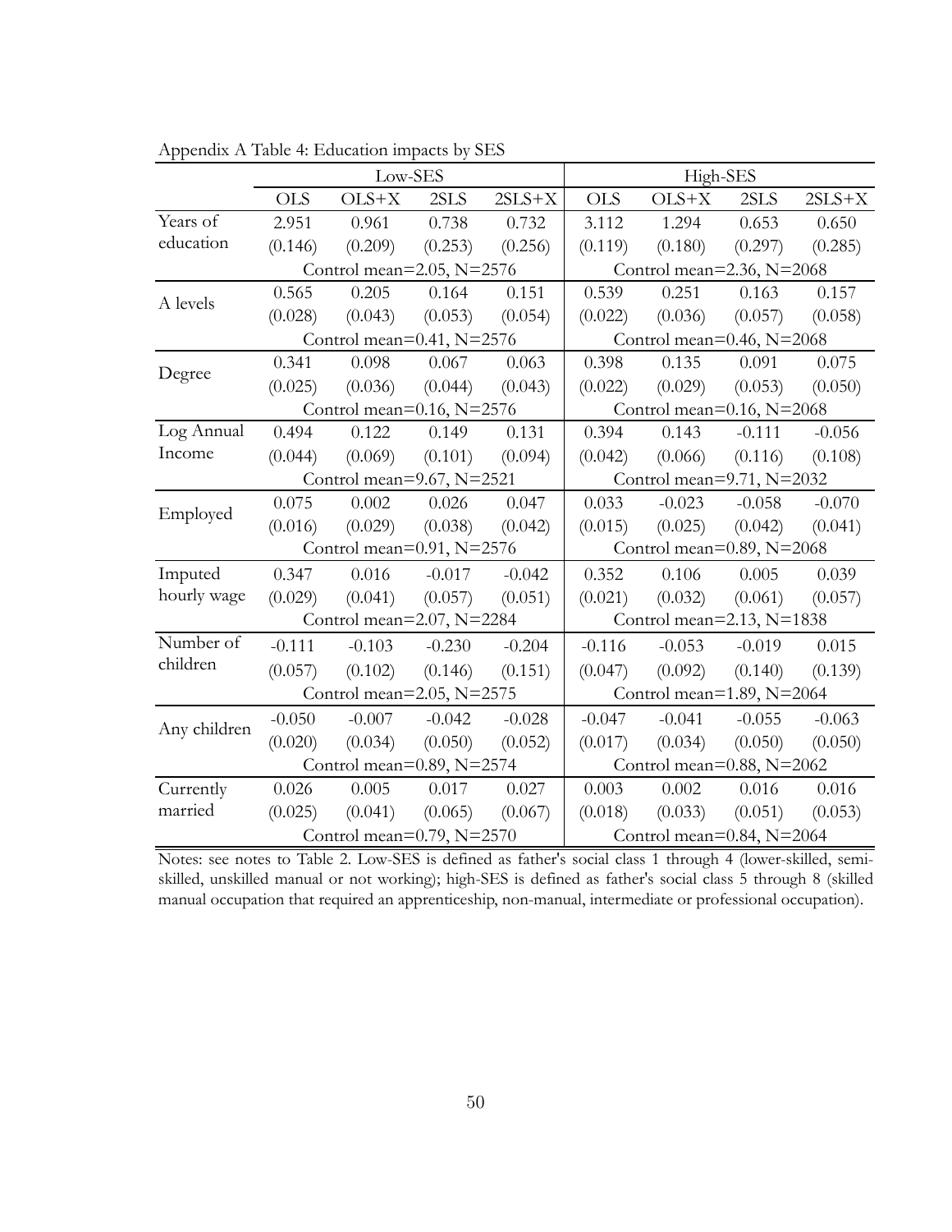Appendix A Table 4: Education impacts by SES

| | Low-SES | | | | High-SES | | | |
|---|---|---|---|---|---|---|---|---|
| | OLS | OLS+X | 2SLS | 2SLS+X | OLS | OLS+X | 2SLS | 2SLS+X |
| Years of education | 2.951 | 0.961 | 0.738 | 0.732 | 3.112 | 1.294 | 0.653 | 0.650 |
| | (0.146) | (0.209) | (0.253) | (0.256) | (0.119) | (0.180) | (0.297) | (0.285) |
| | Control mean=2.05, N=2576 | | | | Control mean=2.36, N=2068 | | | |
| A levels | 0.565 | 0.205 | 0.164 | 0.151 | 0.539 | 0.251 | 0.163 | 0.157 |
| | (0.028) | (0.043) | (0.053) | (0.054) | (0.022) | (0.036) | (0.057) | (0.058) |
| | Control mean=0.41, N=2576 | | | | Control mean=0.46, N=2068 | | | |
| Degree | 0.341 | 0.098 | 0.067 | 0.063 | 0.398 | 0.135 | 0.091 | 0.075 |
| | (0.025) | (0.036) | (0.044) | (0.043) | (0.022) | (0.029) | (0.053) | (0.050) |
| | Control mean=0.16, N=2576 | | | | Control mean=0.16, N=2068 | | | |
| Log Annual Income | 0.494 | 0.122 | 0.149 | 0.131 | 0.394 | 0.143 | -0.111 | -0.056 |
| | (0.044) | (0.069) | (0.101) | (0.094) | (0.042) | (0.066) | (0.116) | (0.108) |
| | Control mean=9.67, N=2521 | | | | Control mean=9.71, N=2032 | | | |
| Employed | 0.075 | 0.002 | 0.026 | 0.047 | 0.033 | -0.023 | -0.058 | -0.070 |
| | (0.016) | (0.029) | (0.038) | (0.042) | (0.015) | (0.025) | (0.042) | (0.041) |
| | Control mean=0.91, N=2576 | | | | Control mean=0.89, N=2068 | | | |
| Imputed hourly wage | 0.347 | 0.016 | -0.017 | -0.042 | 0.352 | 0.106 | 0.005 | 0.039 |
| | (0.029) | (0.041) | (0.057) | (0.051) | (0.021) | (0.032) | (0.061) | (0.057) |
| | Control mean=2.07, N=2284 | | | | Control mean=2.13, N=1838 | | | |
| Number of children | -0.111 | -0.103 | -0.230 | -0.204 | -0.116 | -0.053 | -0.019 | 0.015 |
| | (0.057) | (0.102) | (0.146) | (0.151) | (0.047) | (0.092) | (0.140) | (0.139) |
| | Control mean=2.05, N=2575 | | | | Control mean=1.89, N=2064 | | | |
| Any children | -0.050 | -0.007 | -0.042 | -0.028 | -0.047 | -0.041 | -0.055 | -0.063 |
| | (0.020) | (0.034) | (0.050) | (0.052) | (0.017) | (0.034) | (0.050) | (0.050) |
| | Control mean=0.89, N=2574 | | | | Control mean=0.88, N=2062 | | | |
| Currently married | 0.026 | 0.005 | 0.017 | 0.027 | 0.003 | 0.002 | 0.016 | 0.016 |
| | (0.025) | (0.041) | (0.065) | (0.067) | (0.018) | (0.033) | (0.051) | (0.053) |
| | Control mean=0.79, N=2570 | | | | Control mean=0.84, N=2064 | | | |

Notes: see notes to Table 2. Low-SES is defined as father's social class 1 through 4 (lower-skilled, semi-skilled, unskilled manual or not working); high-SES is defined as father's social class 5 through 8 (skilled manual occupation that required an apprenticeship, non-manual, intermediate or professional occupation).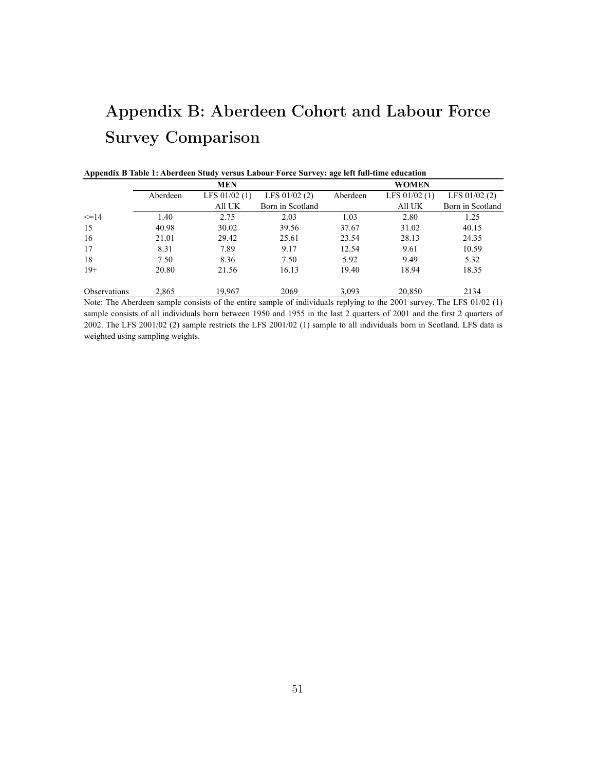# Appendix B: Aberdeen Cohort and Labour Force Survey Comparison

**Appendix B Table 1: Aberdeen Study versus Labour Force Survey: age left full-time education**

| | MEN | | | WOMEN | | |
|---|---|---|---|---|---|---|
| | Aberdeen | LFS 01/02 (1) All UK | LFS 01/02 (2) Born in Scotland | Aberdeen | LFS 01/02 (1) All UK | LFS 01/02 (2) Born in Scotland |
| <=14 | 1.40 | 2.75 | 2.03 | 1.03 | 2.80 | 1.25 |
| 15 | 40.98 | 30.02 | 39.56 | 37.67 | 31.02 | 40.15 |
| 16 | 21.01 | 29.42 | 25.61 | 23.54 | 28.13 | 24.35 |
| 17 | 8.31 | 7.89 | 9.17 | 12.54 | 9.61 | 10.59 |
| 18 | 7.50 | 8.36 | 7.50 | 5.92 | 9.49 | 5.32 |
| 19+ | 20.80 | 21.56 | 16.13 | 19.40 | 18.94 | 18.35 |
| Observations | 2,865 | 19,967 | 2069 | 3,093 | 20,850 | 2134 |

Note: The Aberdeen sample consists of the entire sample of individuals replying to the 2001 survey. The LFS 01/02 (1) sample consists of all individuals born between 1950 and 1955 in the last 2 quarters of 2001 and the first 2 quarters of 2002. The LFS 2001/02 (2) sample restricts the LFS 2001/02 (1) sample to all individuals born in Scotland. LFS data is weighted using sampling weights.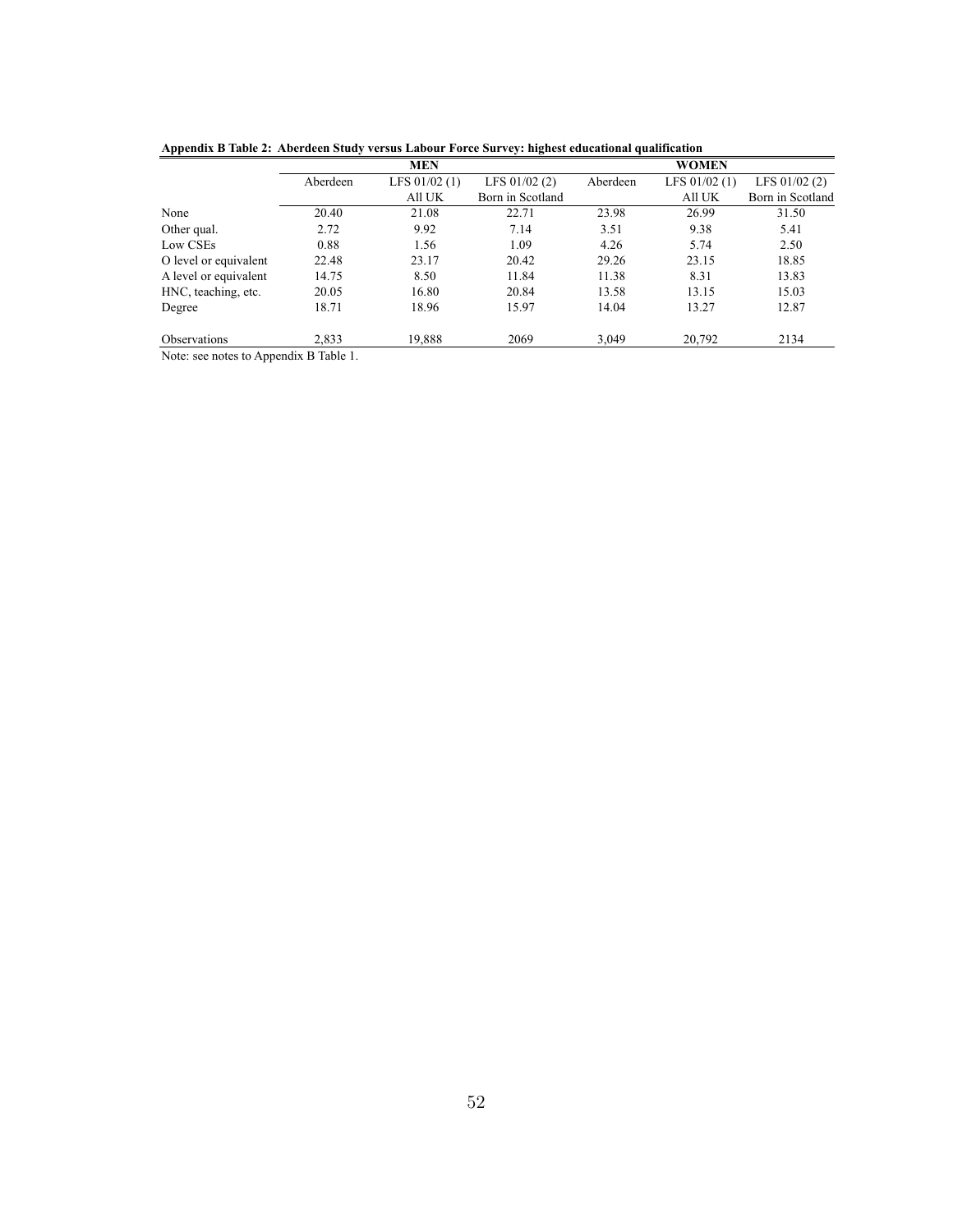**Appendix B Table 2: Aberdeen Study versus Labour Force Survey: highest educational qualification**

| | MEN | | | WOMEN | | |
|---|---|---|---|---|---|---|
| | Aberdeen | LFS 01/02 (1) All UK | LFS 01/02 (2) Born in Scotland | Aberdeen | LFS 01/02 (1) All UK | LFS 01/02 (2) Born in Scotland |
| None | 20.40 | 21.08 | 22.71 | 23.98 | 26.99 | 31.50 |
| Other qual. | 2.72 | 9.92 | 7.14 | 3.51 | 9.38 | 5.41 |
| Low CSEs | 0.88 | 1.56 | 1.09 | 4.26 | 5.74 | 2.50 |
| O level or equivalent | 22.48 | 23.17 | 20.42 | 29.26 | 23.15 | 18.85 |
| A level or equivalent | 14.75 | 8.50 | 11.84 | 11.38 | 8.31 | 13.83 |
| HNC, teaching, etc. | 20.05 | 16.80 | 20.84 | 13.58 | 13.15 | 15.03 |
| Degree | 18.71 | 18.96 | 15.97 | 14.04 | 13.27 | 12.87 |
| Observations | 2,833 | 19,888 | 2069 | 3,049 | 20,792 | 2134 |

Note: see notes to Appendix B Table 1.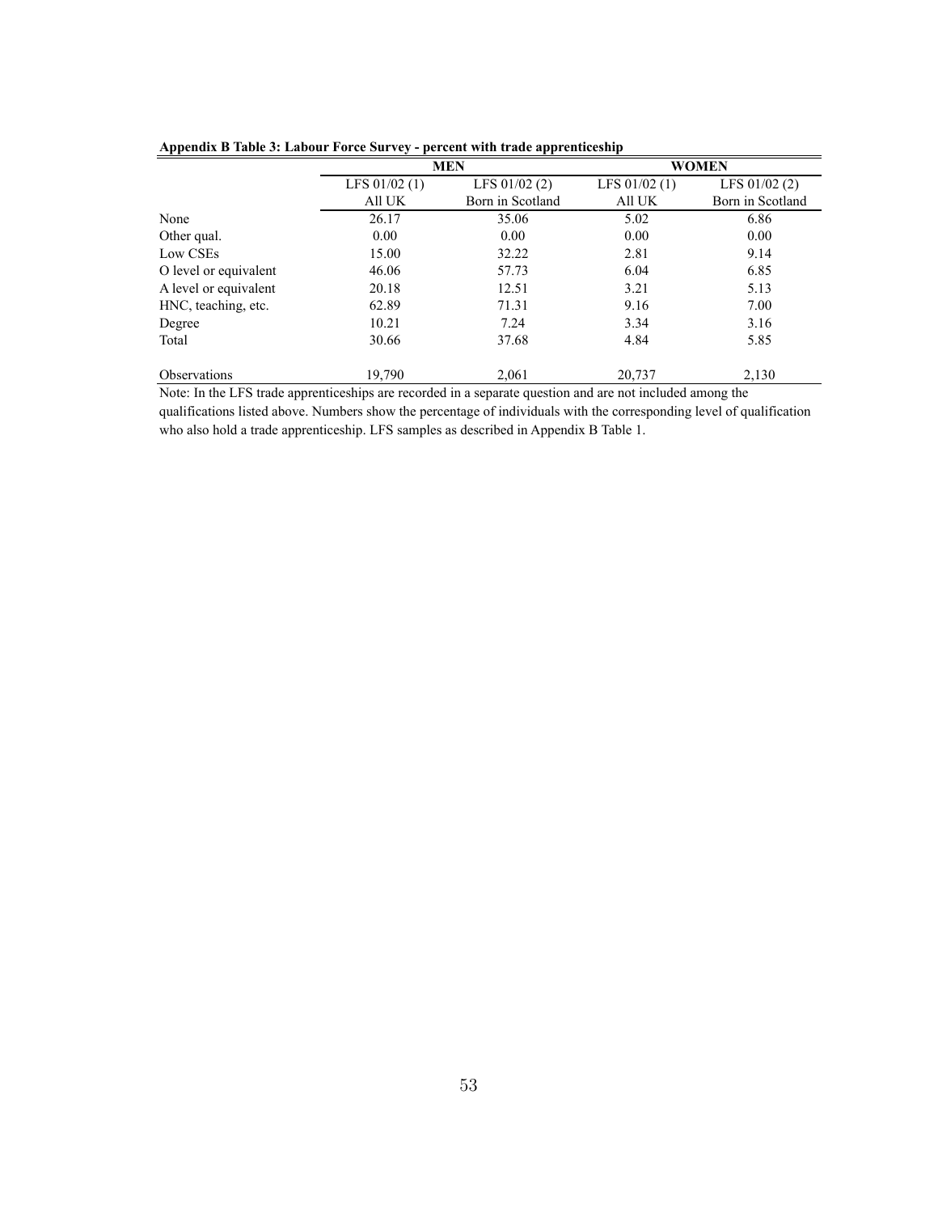**Appendix B Table 3: Labour Force Survey - percent with trade apprenticeship**

| | MEN | | WOMEN | |
|---|---|---|---|---|
| | LFS 01/02 (1) | LFS 01/02 (2) | LFS 01/02 (1) | LFS 01/02 (2) |
| | All UK | Born in Scotland | All UK | Born in Scotland |
| None | 26.17 | 35.06 | 5.02 | 6.86 |
| Other qual. | 0.00 | 0.00 | 0.00 | 0.00 |
| Low CSEs | 15.00 | 32.22 | 2.81 | 9.14 |
| O level or equivalent | 46.06 | 57.73 | 6.04 | 6.85 |
| A level or equivalent | 20.18 | 12.51 | 3.21 | 5.13 |
| HNC, teaching, etc. | 62.89 | 71.31 | 9.16 | 7.00 |
| Degree | 10.21 | 7.24 | 3.34 | 3.16 |
| Total | 30.66 | 37.68 | 4.84 | 5.85 |
| Observations | 19,790 | 2,061 | 20,737 | 2,130 |

Note: In the LFS trade apprenticeships are recorded in a separate question and are not included among the qualifications listed above. Numbers show the percentage of individuals with the corresponding level of qualification who also hold a trade apprenticeship. LFS samples as described in Appendix B Table 1.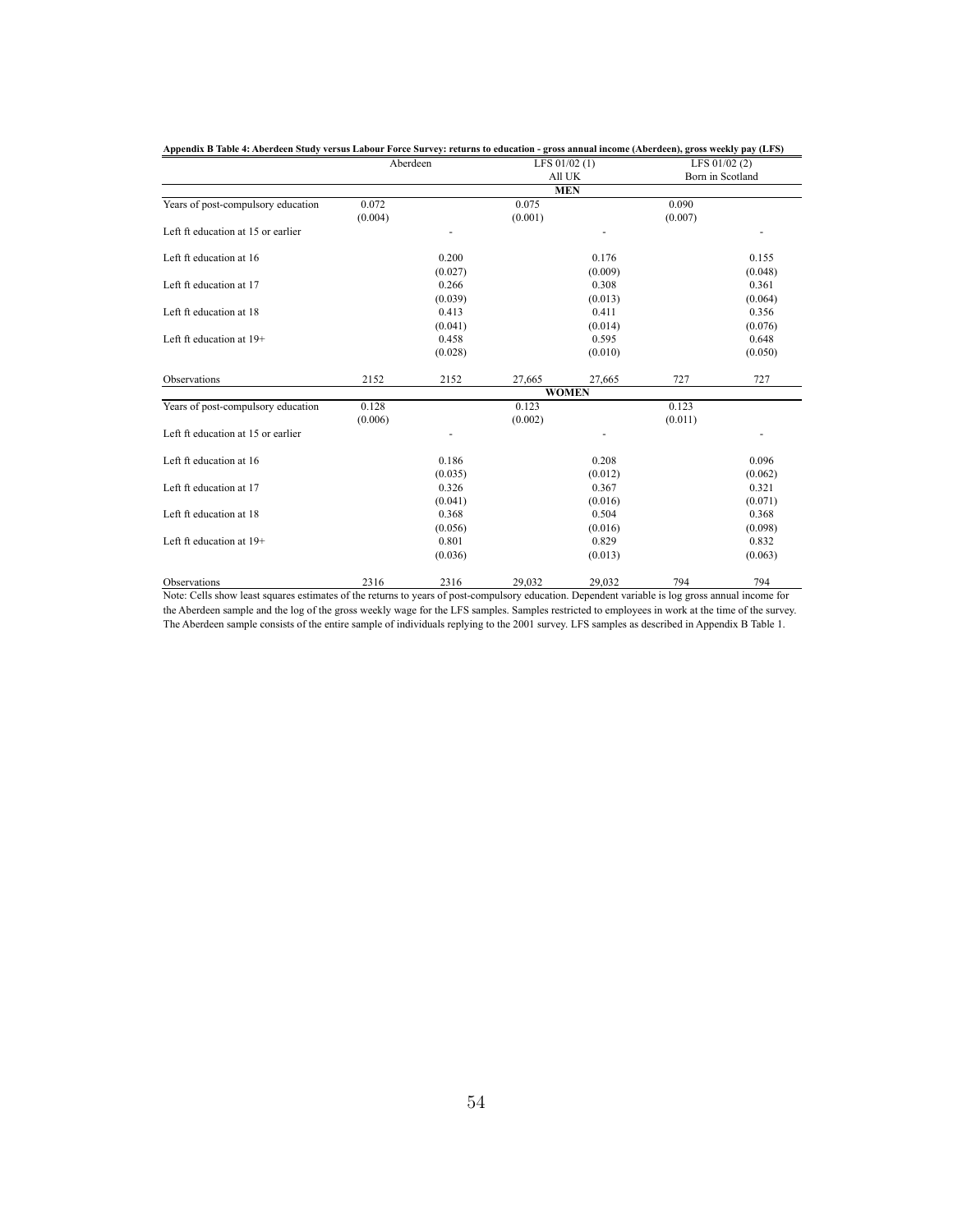**Appendix B Table 4: Aberdeen Study versus Labour Force Survey: returns to education - gross annual income (Aberdeen), gross weekly pay (LFS)**

| | Aberdeen | | LFS 01/02 (1) All UK | | LFS 01/02 (2) Born in Scotland | |
|---|---|---|---|---|---|---|
| **MEN** | | | | | | |
| Years of post-compulsory education | 0.072 | | 0.075 | | 0.090 | |
| | (0.004) | | (0.001) | | (0.007) | |
| Left ft education at 15 or earlier | | - | | - | | - |
| Left ft education at 16 | | 0.200 | | 0.176 | | 0.155 |
| | | (0.027) | | (0.009) | | (0.048) |
| Left ft education at 17 | | 0.266 | | 0.308 | | 0.361 |
| | | (0.039) | | (0.013) | | (0.064) |
| Left ft education at 18 | | 0.413 | | 0.411 | | 0.356 |
| | | (0.041) | | (0.014) | | (0.076) |
| Left ft education at 19+ | | 0.458 | | 0.595 | | 0.648 |
| | | (0.028) | | (0.010) | | (0.050) |
| Observations | 2152 | 2152 | 27,665 | 27,665 | 727 | 727 |
| **WOMEN** | | | | | | |
| Years of post-compulsory education | 0.128 | | 0.123 | | 0.123 | |
| | (0.006) | | (0.002) | | (0.011) | |
| Left ft education at 15 or earlier | | - | | - | | - |
| Left ft education at 16 | | 0.186 | | 0.208 | | 0.096 |
| | | (0.035) | | (0.012) | | (0.062) |
| Left ft education at 17 | | 0.326 | | 0.367 | | 0.321 |
| | | (0.041) | | (0.016) | | (0.071) |
| Left ft education at 18 | | 0.368 | | 0.504 | | 0.368 |
| | | (0.056) | | (0.016) | | (0.098) |
| Left ft education at 19+ | | 0.801 | | 0.829 | | 0.832 |
| | | (0.036) | | (0.013) | | (0.063) |
| Observations | 2316 | 2316 | 29,032 | 29,032 | 794 | 794 |

Note: Cells show least squares estimates of the returns to years of post-compulsory education. Dependent variable is log gross annual income for the Aberdeen sample and the log of the gross weekly wage for the LFS samples. Samples restricted to employees in work at the time of the survey. The Aberdeen sample consists of the entire sample of individuals replying to the 2001 survey. LFS samples as described in Appendix B Table 1.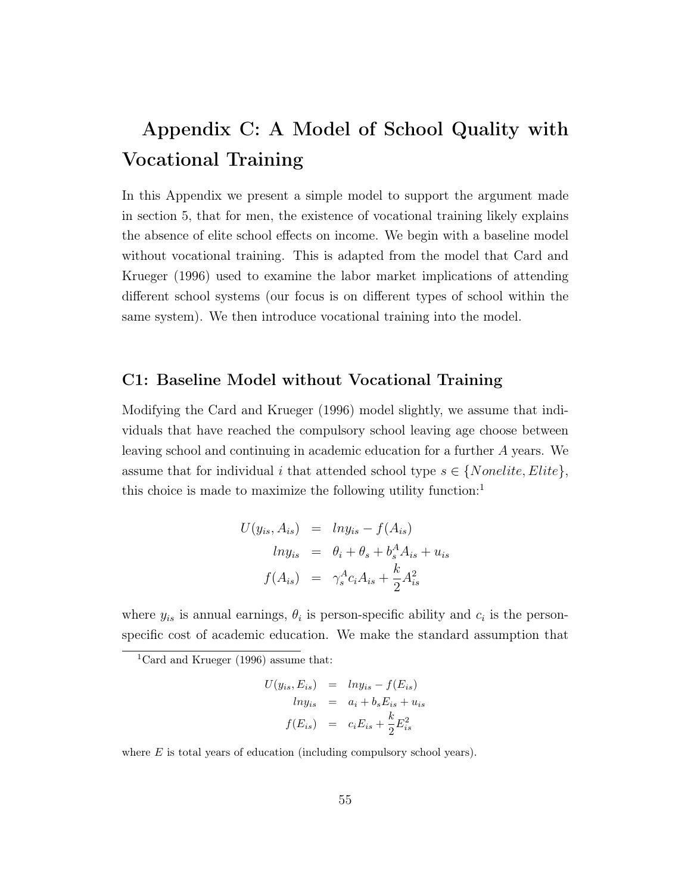# Appendix C: A Model of School Quality with Vocational Training

In this Appendix we present a simple model to support the argument made in section 5, that for men, the existence of vocational training likely explains the absence of elite school effects on income. We begin with a baseline model without vocational training. This is adapted from the model that Card and Krueger (1996) used to examine the labor market implications of attending different school systems (our focus is on different types of school within the same system). We then introduce vocational training into the model.

## C1: Baseline Model without Vocational Training

Modifying the Card and Krueger (1996) model slightly, we assume that individuals that have reached the compulsory school leaving age choose between leaving school and continuing in academic education for a further $A$ years. We assume that for individual $i$ that attended school type $s \in \{Nonelite, Elite\}$, this choice is made to maximize the following utility function:[1]

$$
\begin{aligned}
U(y_{is}, A_{is}) &= lny_{is} - f(A_{is}) \\
lny_{is} &= \theta_i + \theta_s + b_s^A A_{is} + u_{is} \\
f(A_{is}) &= \gamma_s^A c_i A_{is} + \frac{k}{2} A_{is}^2
\end{aligned}
$$

where $y_{is}$ is annual earnings, $\theta_i$ is person-specific ability and $c_i$ is the person-specific cost of academic education. We make the standard assumption that

[1] Card and Krueger (1996) assume that:

$$
\begin{aligned}
U(y_{is}, E_{is}) &= lny_{is} - f(E_{is}) \\
lny_{is} &= a_i + b_s E_{is} + u_{is} \\
f(E_{is}) &= c_i E_{is} + \frac{k}{2} E_{is}^2
\end{aligned}
$$

where $E$ is total years of education (including compulsory school years).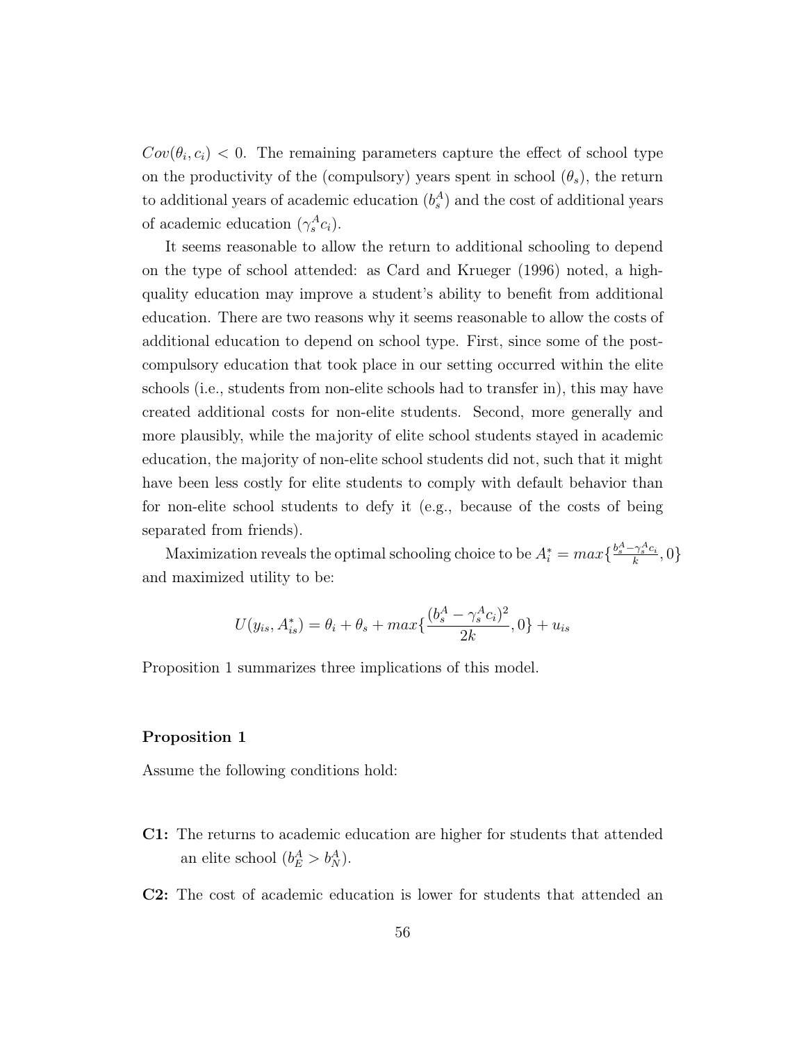$Cov(\theta_i, c_i) < 0$. The remaining parameters capture the effect of school type on the productivity of the (compulsory) years spent in school ($\theta_s$), the return to additional years of academic education ($b_s^A$) and the cost of additional years of academic education ($\gamma_s^A c_i$).

It seems reasonable to allow the return to additional schooling to depend on the type of school attended: as Card and Krueger (1996) noted, a high-quality education may improve a student's ability to benefit from additional education. There are two reasons why it seems reasonable to allow the costs of additional education to depend on school type. First, since some of the post-compulsory education that took place in our setting occurred within the elite schools (i.e., students from non-elite schools had to transfer in), this may have created additional costs for non-elite students. Second, more generally and more plausibly, while the majority of elite school students stayed in academic education, the majority of non-elite school students did not, such that it might have been less costly for elite students to comply with default behavior than for non-elite school students to defy it (e.g., because of the costs of being separated from friends).

Maximization reveals the optimal schooling choice to be $A_i^* = max\{\frac{b_s^A - \gamma_s^A c_i}{k}, 0\}$ and maximized utility to be:

$$U(y_{is}, A_{is}^*) = \theta_i + \theta_s + max\{\frac{(b_s^A - \gamma_s^A c_i)^2}{2k}, 0\} + u_{is}$$

Proposition 1 summarizes three implications of this model.

**Proposition 1**

Assume the following conditions hold:

**C1:** The returns to academic education are higher for students that attended an elite school ($b_E^A > b_N^A$).

**C2:** The cost of academic education is lower for students that attended an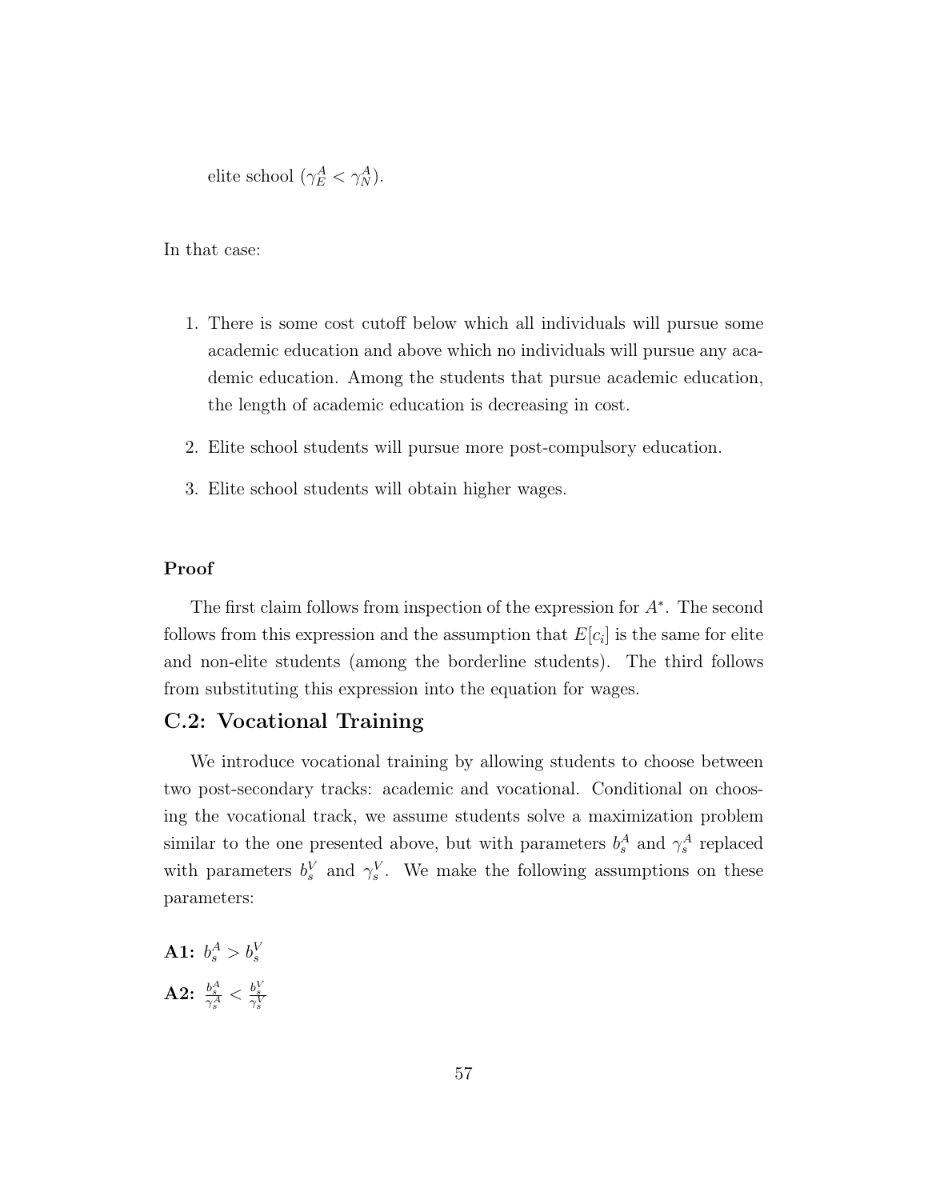elite school ($\gamma_E^A < \gamma_N^A$).

In that case:

1. There is some cost cutoff below which all individuals will pursue some academic education and above which no individuals will pursue any academic education. Among the students that pursue academic education, the length of academic education is decreasing in cost.
2. Elite school students will pursue more post-compulsory education.
3. Elite school students will obtain higher wages.

**Proof**

The first claim follows from inspection of the expression for $A^*$. The second follows from this expression and the assumption that $E[c_i]$ is the same for elite and non-elite students (among the borderline students). The third follows from substituting this expression into the equation for wages.

## C.2: Vocational Training

We introduce vocational training by allowing students to choose between two post-secondary tracks: academic and vocational. Conditional on choosing the vocational track, we assume students solve a maximization problem similar to the one presented above, but with parameters $b_s^A$ and $\gamma_s^A$ replaced with parameters $b_s^V$ and $\gamma_s^V$. We make the following assumptions on these parameters:

**A1:** $b_s^A > b_s^V$

**A2:** $\frac{b_s^A}{\gamma_s^A} < \frac{b_s^V}{\gamma_s^V}$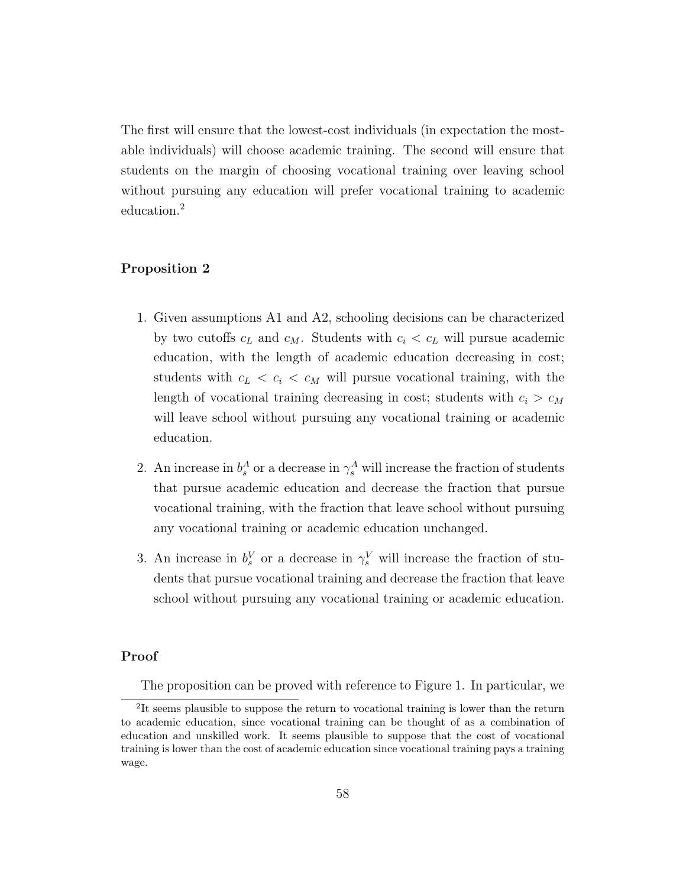The first will ensure that the lowest-cost individuals (in expectation the most-able individuals) will choose academic training. The second will ensure that students on the margin of choosing vocational training over leaving school without pursuing any education will prefer vocational training to academic education.[2]

**Proposition 2**

1. Given assumptions A1 and A2, schooling decisions can be characterized by two cutoffs $c_L$ and $c_M$. Students with $c_i < c_L$ will pursue academic education, with the length of academic education decreasing in cost; students with $c_L < c_i < c_M$ will pursue vocational training, with the length of vocational training decreasing in cost; students with $c_i > c_M$ will leave school without pursuing any vocational training or academic education.

2. An increase in $b_s^A$ or a decrease in $\gamma_s^A$ will increase the fraction of students that pursue academic education and decrease the fraction that pursue vocational training, with the fraction that leave school without pursuing any vocational training or academic education unchanged.

3. An increase in $b_s^V$ or a decrease in $\gamma_s^V$ will increase the fraction of students that pursue vocational training and decrease the fraction that leave school without pursuing any vocational training or academic education.

**Proof**

The proposition can be proved with reference to Figure 1. In particular, we

[2] It seems plausible to suppose the return to vocational training is lower than the return to academic education, since vocational training can be thought of as a combination of education and unskilled work. It seems plausible to suppose that the cost of vocational training is lower than the cost of academic education since vocational training pays a training wage.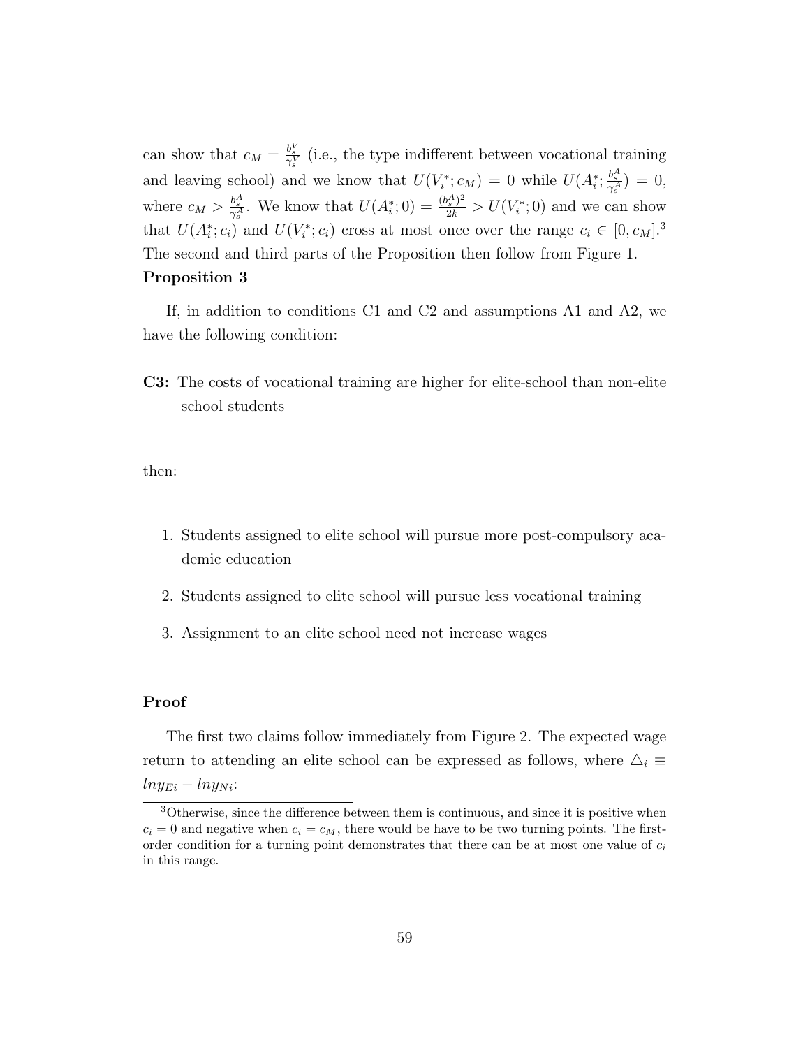can show that $c_M = \frac{b_s^V}{\gamma_s^V}$ (i.e., the type indifferent between vocational training and leaving school) and we know that $U(V_i^*; c_M) = 0$ while $U(A_i^*; \frac{b_s^A}{\gamma_s^A}) = 0$, where $c_M > \frac{b_s^A}{\gamma_s^A}$. We know that $U(A_i^*; 0) = \frac{(b_s^A)^2}{2k} > U(V_i^*; 0)$ and we can show that $U(A_i^*; c_i)$ and $U(V_i^*; c_i)$ cross at most once over the range $c_i \in [0, c_M]$.[3] The second and third parts of the Proposition then follow from Figure 1.

**Proposition 3**

If, in addition to conditions C1 and C2 and assumptions A1 and A2, we have the following condition:

**C3:** The costs of vocational training are higher for elite-school than non-elite school students

then:

1. Students assigned to elite school will pursue more post-compulsory academic education
2. Students assigned to elite school will pursue less vocational training
3. Assignment to an elite school need not increase wages

**Proof**

The first two claims follow immediately from Figure 2. The expected wage return to attending an elite school can be expressed as follows, where $\triangle_i \equiv lny_{Ei} - lny_{Ni}$:

[3] Otherwise, since the difference between them is continuous, and since it is positive when $c_i = 0$ and negative when $c_i = c_M$, there would be have to be two turning points. The first-order condition for a turning point demonstrates that there can be at most one value of $c_i$ in this range.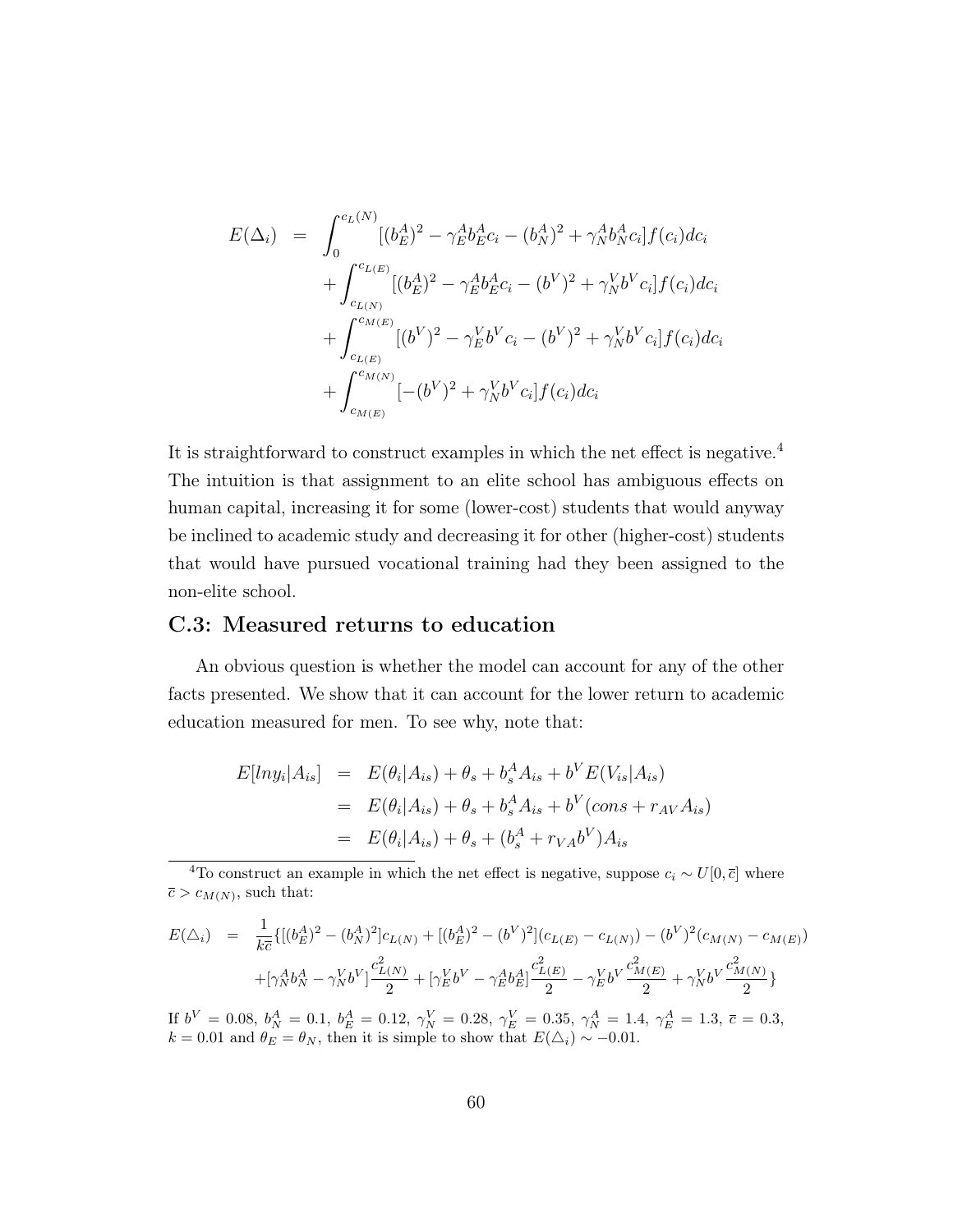$$
\begin{aligned}
E(\Delta_i) &= \int_0^{c_L(N)} [(b_E^A)^2 - \gamma_E^A b_E^A c_i - (b_N^A)^2 + \gamma_N^A b_N^A c_i] f(c_i) dc_i \\
&\quad + \int_{c_{L(N)}}^{c_{L(E)}} [(b_E^A)^2 - \gamma_E^A b_E^A c_i - (b^V)^2 + \gamma_N^V b^V c_i] f(c_i) dc_i \\
&\quad + \int_{c_{L(E)}}^{c_{M(E)}} [(b^V)^2 - \gamma_E^V b^V c_i - (b^V)^2 + \gamma_N^V b^V c_i] f(c_i) dc_i \\
&\quad + \int_{c_{M(E)}}^{c_{M(N)}} [-(b^V)^2 + \gamma_N^V b^V c_i] f(c_i) dc_i
\end{aligned}
$$

It is straightforward to construct examples in which the net effect is negative.[4] The intuition is that assignment to an elite school has ambiguous effects on human capital, increasing it for some (lower-cost) students that would anyway be inclined to academic study and decreasing it for other (higher-cost) students that would have pursued vocational training had they been assigned to the non-elite school.

## C.3: Measured returns to education

An obvious question is whether the model can account for any of the other facts presented. We show that it can account for the lower return to academic education measured for men. To see why, note that:

$$
\begin{aligned}
E[lny_i|A_{is}] &= E(\theta_i|A_{is}) + \theta_s + b_s^A A_{is} + b^V E(V_{is}|A_{is}) \\
&= E(\theta_i|A_{is}) + \theta_s + b_s^A A_{is} + b^V (cons + r_{AV} A_{is}) \\
&= E(\theta_i|A_{is}) + \theta_s + (b_s^A + r_{VA} b^V) A_{is}
\end{aligned}
$$

[4]To construct an example in which the net effect is negative, suppose $c_i \sim U[0, \overline{c}]$ where $\overline{c} > c_{M(N)}$, such that:

$$
\begin{aligned}
E(\triangle_i) &= \frac{1}{k\overline{c}} \{ [(b_E^A)^2 - (b_N^A)^2] c_{L(N)} + [(b_E^A)^2 - (b^V)^2](c_{L(E)} - c_{L(N)}) - (b^V)^2 (c_{M(N)} - c_{M(E)}) \\
&\quad + [\gamma_N^A b_N^A - \gamma_N^V b^V] \frac{c_{L(N)}^2}{2} + [\gamma_E^V b^V - \gamma_E^A b_E^A] \frac{c_{L(E)}^2}{2} - \gamma_E^V b^V \frac{c_{M(E)}^2}{2} + \gamma_N^V b^V \frac{c_{M(N)}^2}{2} \}
\end{aligned}
$$

If $b^V = 0.08$, $b_N^A = 0.1$, $b_E^A = 0.12$, $\gamma_N^V = 0.28$, $\gamma_E^V = 0.35$, $\gamma_N^A = 1.4$, $\gamma_E^A = 1.3$, $\overline{c} = 0.3$, $k = 0.01$ and $\theta_E = \theta_N$, then it is simple to show that $E(\triangle_i) \sim -0.01$.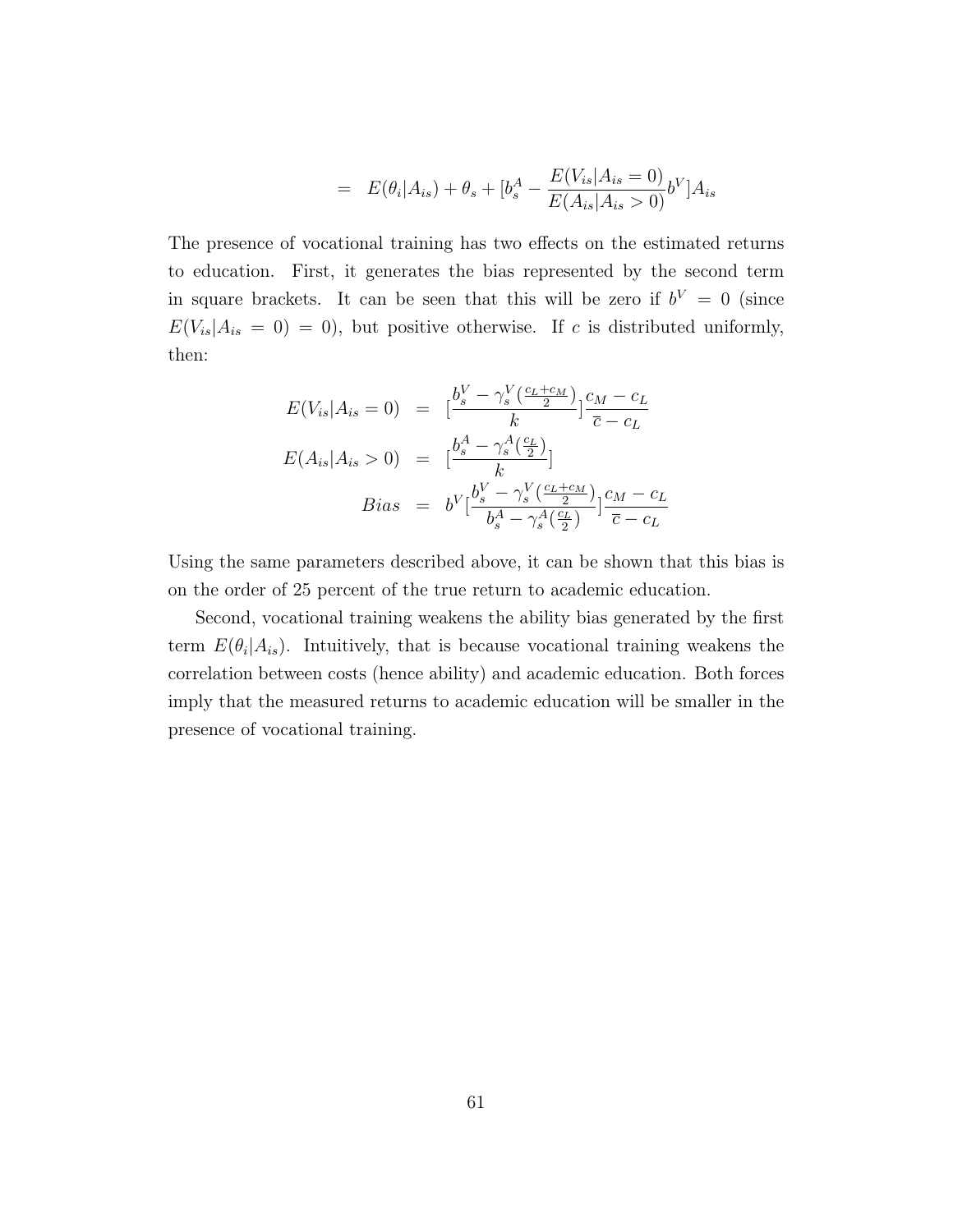$$= \quad E(\theta_i|A_{is}) + \theta_s + [b_s^A - \frac{E(V_{is}|A_{is}=0)}{E(A_{is}|A_{is}>0)} b^V] A_{is}$$

The presence of vocational training has two effects on the estimated returns to education. First, it generates the bias represented by the second term in square brackets. It can be seen that this will be zero if $b^V = 0$ (since $E(V_{is}|A_{is} = 0) = 0$), but positive otherwise. If $c$ is distributed uniformly, then:

$$
\begin{aligned}
E(V_{is}|A_{is}=0) &= [\frac{b_s^V - \gamma_s^V(\frac{c_L+c_M}{2})}{k}] \frac{c_M - c_L}{\overline{c} - c_L} \\
E(A_{is}|A_{is}>0) &= [\frac{b_s^A - \gamma_s^A(\frac{c_L}{2})}{k}] \\
Bias &= b^V [\frac{b_s^V - \gamma_s^V(\frac{c_L+c_M}{2})}{b_s^A - \gamma_s^A(\frac{c_L}{2})}] \frac{c_M - c_L}{\overline{c} - c_L}
\end{aligned}
$$

Using the same parameters described above, it can be shown that this bias is on the order of 25 percent of the true return to academic education.

Second, vocational training weakens the ability bias generated by the first term $E(\theta_i|A_{is})$. Intuitively, that is because vocational training weakens the correlation between costs (hence ability) and academic education. Both forces imply that the measured returns to academic education will be smaller in the presence of vocational training.